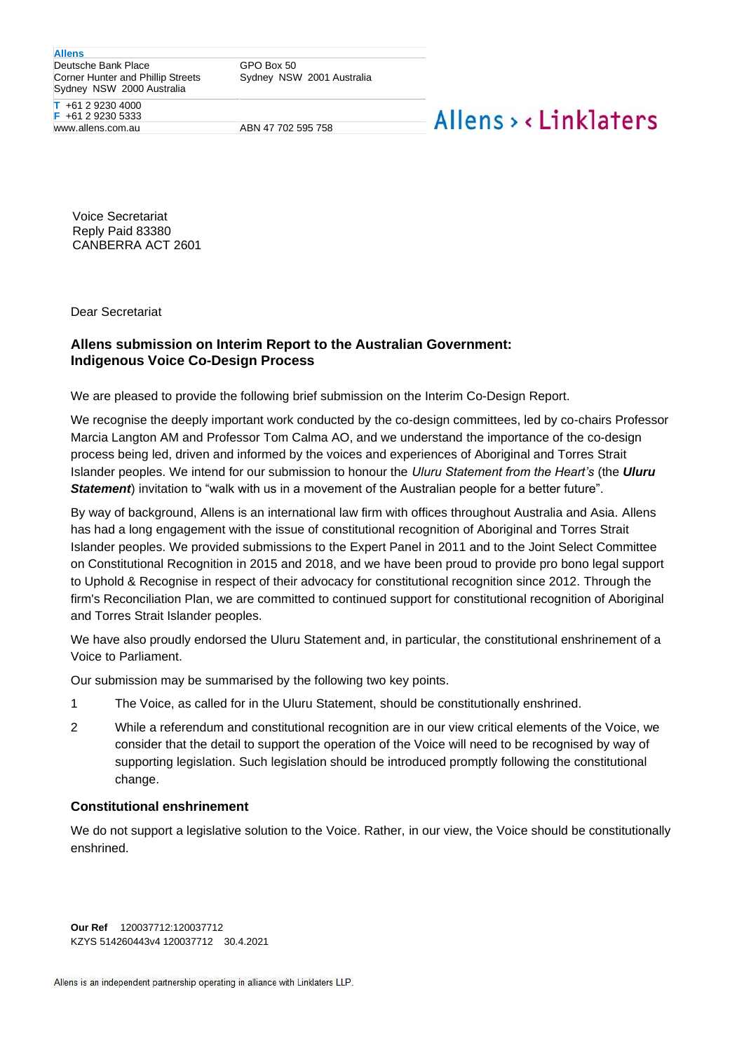**Allens**
Deutsche Bank Place
Corner Hunter and Phillip Streets
Sydney NSW 2000 Australia

GPO Box 50
Sydney NSW 2001 Australia

**T** +61 2 9230 4000
**F** +61 2 9230 5333
www.allens.com.au

ABN 47 702 595 758

Allens > < Linklaters

Voice Secretariat
Reply Paid 83380
CANBERRA ACT 2601

Dear Secretariat

**Allens submission on Interim Report to the Australian Government: Indigenous Voice Co-Design Process**

We are pleased to provide the following brief submission on the Interim Co-Design Report.

We recognise the deeply important work conducted by the co-design committees, led by co-chairs Professor Marcia Langton AM and Professor Tom Calma AO, and we understand the importance of the co-design process being led, driven and informed by the voices and experiences of Aboriginal and Torres Strait Islander peoples. We intend for our submission to honour the *Uluru Statement from the Heart's* (the ***Uluru Statement***) invitation to "walk with us in a movement of the Australian people for a better future".

By way of background, Allens is an international law firm with offices throughout Australia and Asia. Allens has had a long engagement with the issue of constitutional recognition of Aboriginal and Torres Strait Islander peoples. We provided submissions to the Expert Panel in 2011 and to the Joint Select Committee on Constitutional Recognition in 2015 and 2018, and we have been proud to provide pro bono legal support to Uphold & Recognise in respect of their advocacy for constitutional recognition since 2012. Through the firm's Reconciliation Plan, we are committed to continued support for constitutional recognition of Aboriginal and Torres Strait Islander peoples.

We have also proudly endorsed the Uluru Statement and, in particular, the constitutional enshrinement of a Voice to Parliament.

Our submission may be summarised by the following two key points.

1. The Voice, as called for in the Uluru Statement, should be constitutionally enshrined.
2. While a referendum and constitutional recognition are in our view critical elements of the Voice, we consider that the detail to support the operation of the Voice will need to be recognised by way of supporting legislation. Such legislation should be introduced promptly following the constitutional change.

**Constitutional enshrinement**

We do not support a legislative solution to the Voice. Rather, in our view, the Voice should be constitutionally enshrined.

**Our Ref** 120037712:120037712
KZYS 514260443v4 120037712 30.4.2021

Allens is an independent partnership operating in alliance with Linklaters LLP.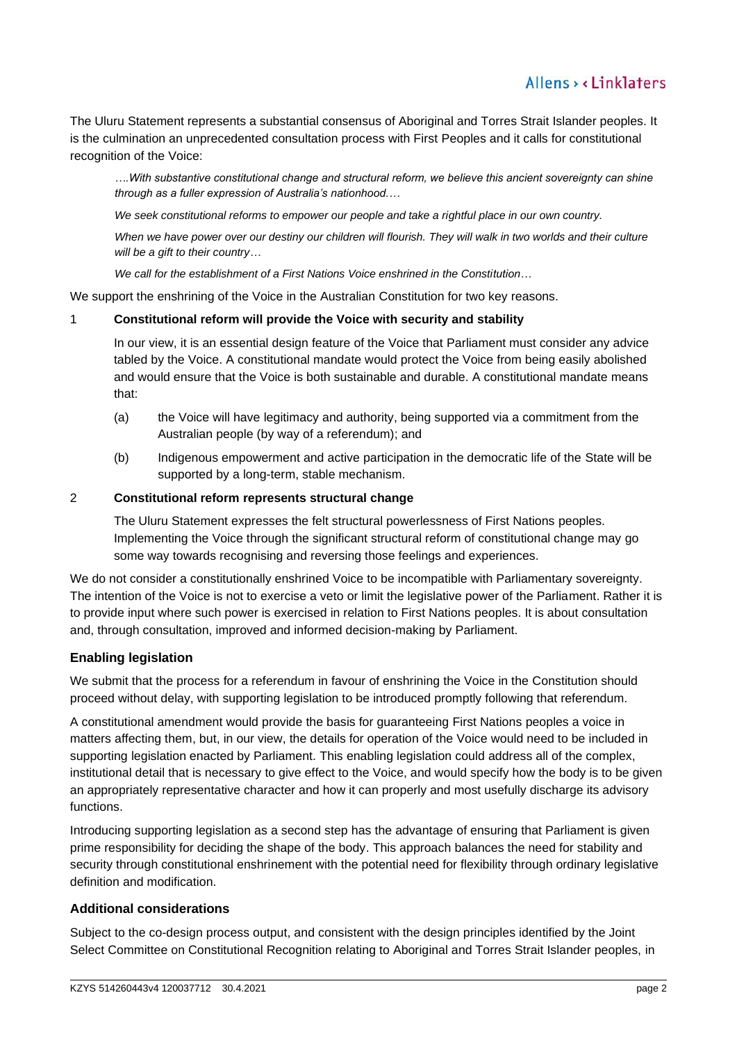The Uluru Statement represents a substantial consensus of Aboriginal and Torres Strait Islander peoples. It is the culmination an unprecedented consultation process with First Peoples and it calls for constitutional recognition of the Voice:

> *….With substantive constitutional change and structural reform, we believe this ancient sovereignty can shine through as a fuller expression of Australia's nationhood.…*
>
> *We seek constitutional reforms to empower our people and take a rightful place in our own country.*
>
> *When we have power over our destiny our children will flourish. They will walk in two worlds and their culture will be a gift to their country…*
>
> *We call for the establishment of a First Nations Voice enshrined in the Constitution…*

We support the enshrining of the Voice in the Australian Constitution for two key reasons.

1 **Constitutional reform will provide the Voice with security and stability**

In our view, it is an essential design feature of the Voice that Parliament must consider any advice tabled by the Voice. A constitutional mandate would protect the Voice from being easily abolished and would ensure that the Voice is both sustainable and durable. A constitutional mandate means that:

(a) the Voice will have legitimacy and authority, being supported via a commitment from the Australian people (by way of a referendum); and

(b) Indigenous empowerment and active participation in the democratic life of the State will be supported by a long-term, stable mechanism.

2 **Constitutional reform represents structural change**

The Uluru Statement expresses the felt structural powerlessness of First Nations peoples. Implementing the Voice through the significant structural reform of constitutional change may go some way towards recognising and reversing those feelings and experiences.

We do not consider a constitutionally enshrined Voice to be incompatible with Parliamentary sovereignty. The intention of the Voice is not to exercise a veto or limit the legislative power of the Parliament. Rather it is to provide input where such power is exercised in relation to First Nations peoples. It is about consultation and, through consultation, improved and informed decision-making by Parliament.

### Enabling legislation

We submit that the process for a referendum in favour of enshrining the Voice in the Constitution should proceed without delay, with supporting legislation to be introduced promptly following that referendum.

A constitutional amendment would provide the basis for guaranteeing First Nations peoples a voice in matters affecting them, but, in our view, the details for operation of the Voice would need to be included in supporting legislation enacted by Parliament. This enabling legislation could address all of the complex, institutional detail that is necessary to give effect to the Voice, and would specify how the body is to be given an appropriately representative character and how it can properly and most usefully discharge its advisory functions.

Introducing supporting legislation as a second step has the advantage of ensuring that Parliament is given prime responsibility for deciding the shape of the body. This approach balances the need for stability and security through constitutional enshrinement with the potential need for flexibility through ordinary legislative definition and modification.

### Additional considerations

Subject to the co-design process output, and consistent with the design principles identified by the Joint Select Committee on Constitutional Recognition relating to Aboriginal and Torres Strait Islander peoples, in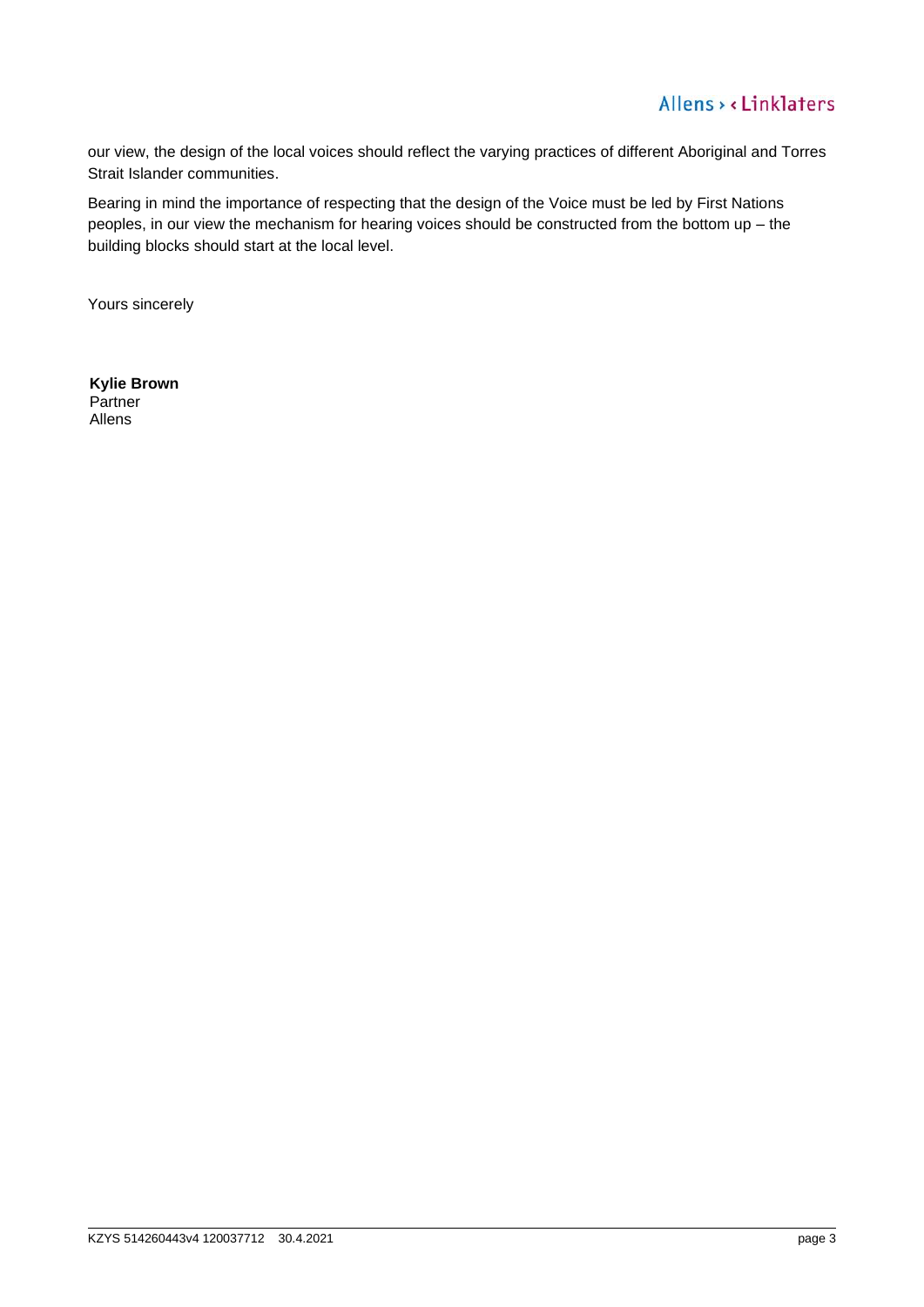our view, the design of the local voices should reflect the varying practices of different Aboriginal and Torres Strait Islander communities.

Bearing in mind the importance of respecting that the design of the Voice must be led by First Nations peoples, in our view the mechanism for hearing voices should be constructed from the bottom up – the building blocks should start at the local level.

Yours sincerely

**Kylie Brown**
Partner
Allens